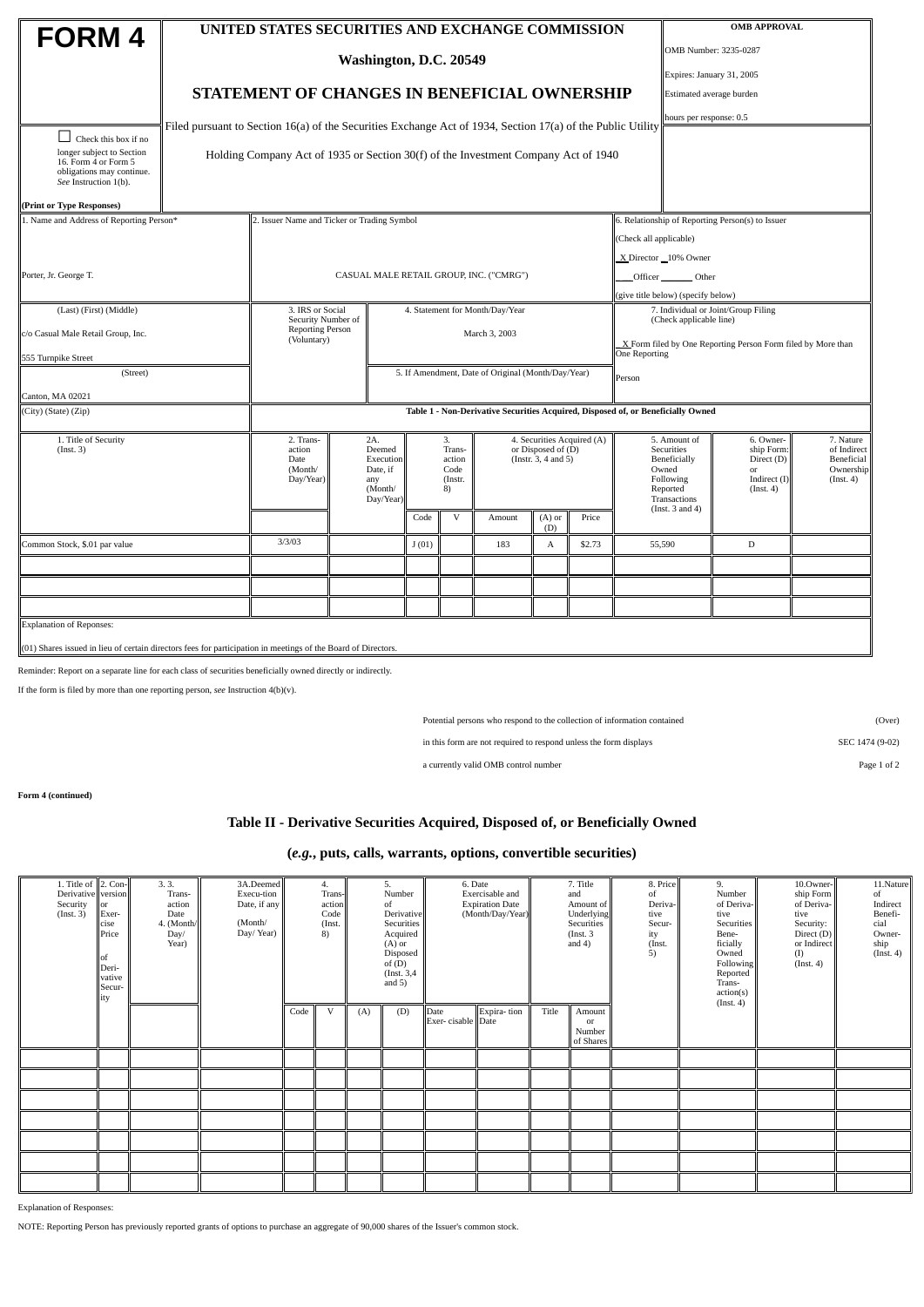# FORM 4

☐ Check this box if no longer subject to Section 16. Form 4 or Form 5 obligations may continue. *See* Instruction 1(b).

**(Print or Type Responses)**

## UNITED STATES SECURITIES AND EXCHANGE COMMISSION

Washington, D.C. 20549

## STATEMENT OF CHANGES IN BENEFICIAL OWNERSHIP

Filed pursuant to Section 16(a) of the Securities Exchange Act of 1934, Section 17(a) of the Public Utility Holding Company Act of 1935 or Section 30(f) of the Investment Company Act of 1940

**OMB APPROVAL**

OMB Number: 3235-0287

Expires: January 31, 2005

Estimated average burden

hours per response: 0.5

| 1. Name and Address of Reporting Person* | 2. Issuer Name and Ticker or Trading Symbol | | 6. Relationship of Reporting Person(s) to Issuer (Check all applicable) |
|---|---|---|---|
| Porter, Jr. George T. | CASUAL MALE RETAIL GROUP, INC. ("CMRG") | | X Director __ 10% Owner ___ Officer ___ Other (give title below) (specify below) |
| (Last) (First) (Middle) c/o Casual Male Retail Group, Inc. 555 Turnpike Street | 3. IRS or Social Security Number of Reporting Person (Voluntary) | 4. Statement for Month/Day/Year March 3, 2003 | 7. Individual or Joint/Group Filing (Check applicable line) X Form filed by One Reporting Person Form filed by More than One Reporting Person |
| (Street) Canton, MA 02021 | | 5. If Amendment, Date of Original (Month/Day/Year) | |
| (City) (State) (Zip) | | | |

**Table 1 - Non-Derivative Securities Acquired, Disposed of, or Beneficially Owned**

| 1. Title of Security (Instr. 3) | 2. Transaction Date (Month/Day/Year) | 2A. Deemed Execution Date, if any (Month/Day/Year) | 3. Transaction Code (Instr. 8) | | 4. Securities Acquired (A) or Disposed of (D) (Instr. 3, 4 and 5) | | | 5. Amount of Securities Beneficially Owned Following Reported Transactions (Inst. 3 and 4) | 6. Ownership Form: Direct (D) or Indirect (I) (Inst. 4) | 7. Nature of Indirect Beneficial Ownership (Inst. 4) |
|---|---|---|---|---|---|---|---|---|---|---|
| | | | Code | V | Amount | (A) or (D) | Price | | | |
| Common Stock, $.01 par value | 3/3/03 | | J (01) | | 183 | A | $2.73 | 55,590 | D | |
| | | | | | | | | | | |
| | | | | | | | | | | |
| | | | | | | | | | | |

Explanation of Reponses:

(01) Shares issued in lieu of certain directors fees for participation in meetings of the Board of Directors.

Reminder: Report on a separate line for each class of securities beneficially owned directly or indirectly.

If the form is filed by more than one reporting person, *see* Instruction 4(b)(v).

Potential persons who respond to the collection of information contained in this form are not required to respond unless the form displays a currently valid OMB control number

(Over)

SEC 1474 (9-02)

**Form 4 (continued)**

## Table II - Derivative Securities Acquired, Disposed of, or Beneficially Owned

## (*e.g.*, puts, calls, warrants, options, convertible securities)

| 1. Title of Derivative Security (Inst. 3) | 2. Conversion or Exercise Price of Derivative Security | 3. Transaction Date (Month/Day/Year) | 3A. Deemed Execution Date, if any (Month/Day/Year) | 4. Transaction Code (Inst. 8) | | 5. Number of Derivative Securities Acquired (A) or Disposed of (D) (Inst. 3,4 and 5) | | 6. Date Exercisable and Expiration Date (Month/Day/Year) | | 7. Title and Amount of Underlying Securities (Inst. 3 and 4) | | 8. Price of Derivative Security (Inst. 5) | 9. Number of Derivative Securities Beneficially Owned Following Reported Transaction(s) (Inst. 4) | 10. Ownership Form of Derivative Security: Direct (D) or Indirect (I) (Inst. 4) | 11. Nature of Indirect Beneficial Ownership (Inst. 4) |
|---|---|---|---|---|---|---|---|---|---|---|---|---|---|---|---|
| | | | | Code | V | (A) | (D) | Date Exer-cisable | Expira-tion Date | Title | Amount or Number of Shares | | | | |
| | | | | | | | | | | | | | | | |
| | | | | | | | | | | | | | | | |
| | | | | | | | | | | | | | | | |
| | | | | | | | | | | | | | | | |
| | | | | | | | | | | | | | | | |
| | | | | | | | | | | | | | | | |
| | | | | | | | | | | | | | | | |

Explanation of Responses:

NOTE: Reporting Person has previously reported grants of options to purchase an aggregate of 90,000 shares of the Issuer's common stock.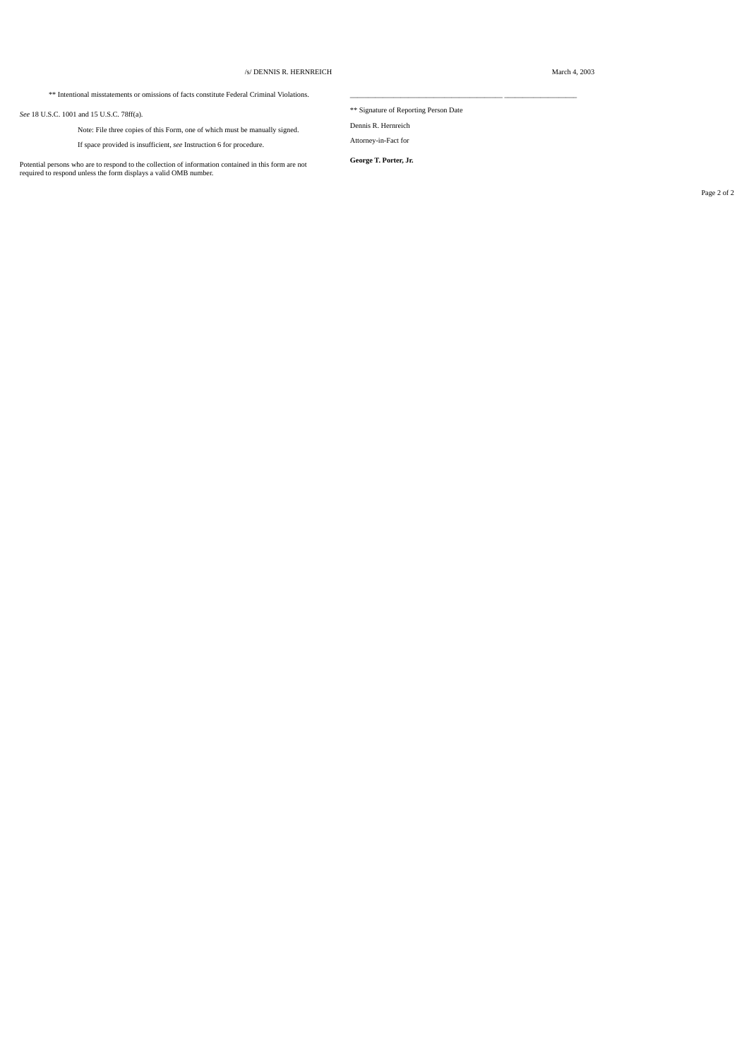/s/ DENNIS R. HERNREICH March 4, 2003

** Intentional misstatements or omissions of facts constitute Federal Criminal Violations.

*See* 18 U.S.C. 1001 and 15 U.S.C. 78ff(a).

Note: File three copies of this Form, one of which must be manually signed.

If space provided is insufficient, *see* Instruction 6 for procedure.

Potential persons who are to respond to the collection of information contained in this form are not required to respond unless the form displays a valid OMB number.

\_\_\_\_\_\_\_\_\_\_\_\_\_\_\_\_\_\_\_\_\_\_\_\_\_\_\_\_\_\_\_\_\_\_\_\_\_\_\_\_ \_\_\_\_\_\_\_\_\_\_\_\_\_\_\_\_\_\_\_\_

** Signature of Reporting Person Date

Dennis R. Hernreich

Attorney-in-Fact for

**George T. Porter, Jr.**